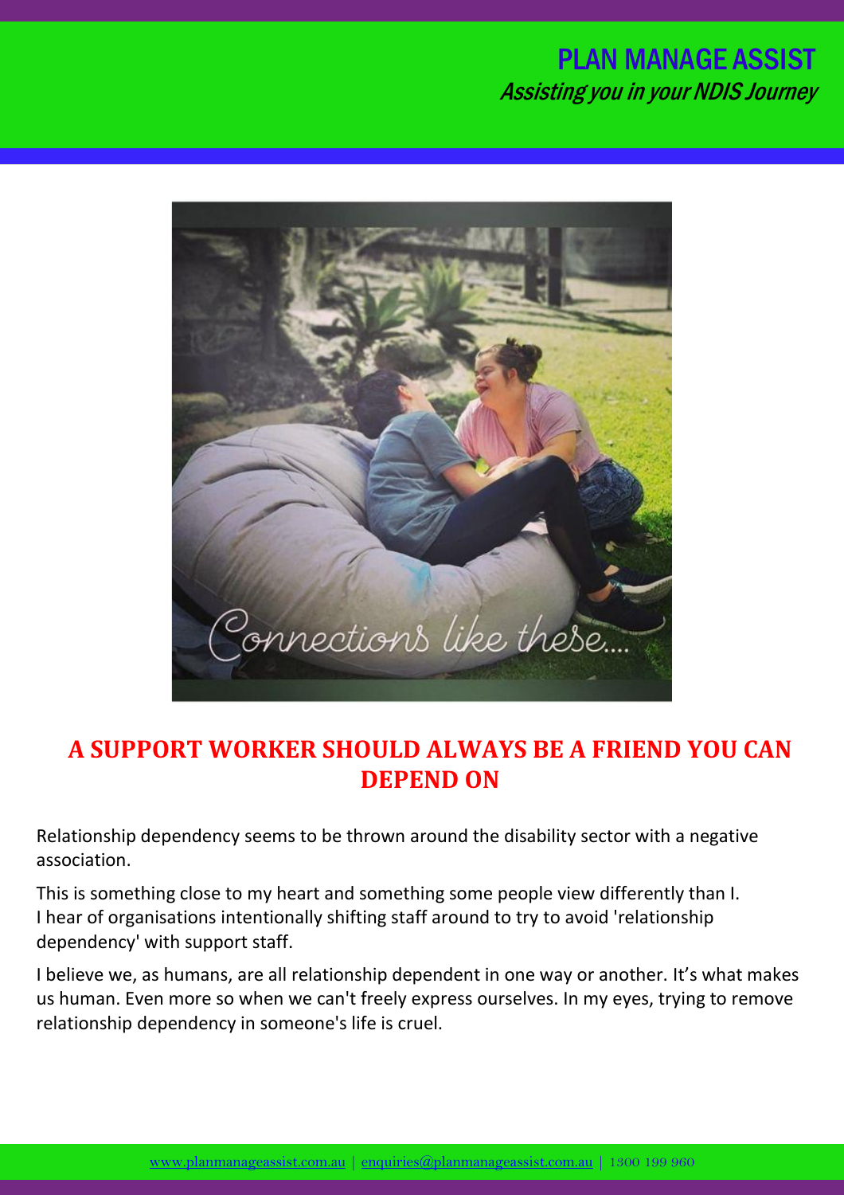# A SUPPORT WORKER SHOULD ALWAYS BE A FRIEND YOU CAN DEPEND ON

Relationship dependency seems to be thrown around the disability sector with a negative association.

This is something close to my heart and something some people view differently than I. I hear of organisations intentionally shifting staff around to try to avoid 'relationship dependency' with support staff.

I believe we, as humans, are all relationship dependent in one way or another. It's what makes us human. Even more so when we can't freely express ourselves. In my eyes, trying to remove relationship dependency in someone's life is cruel.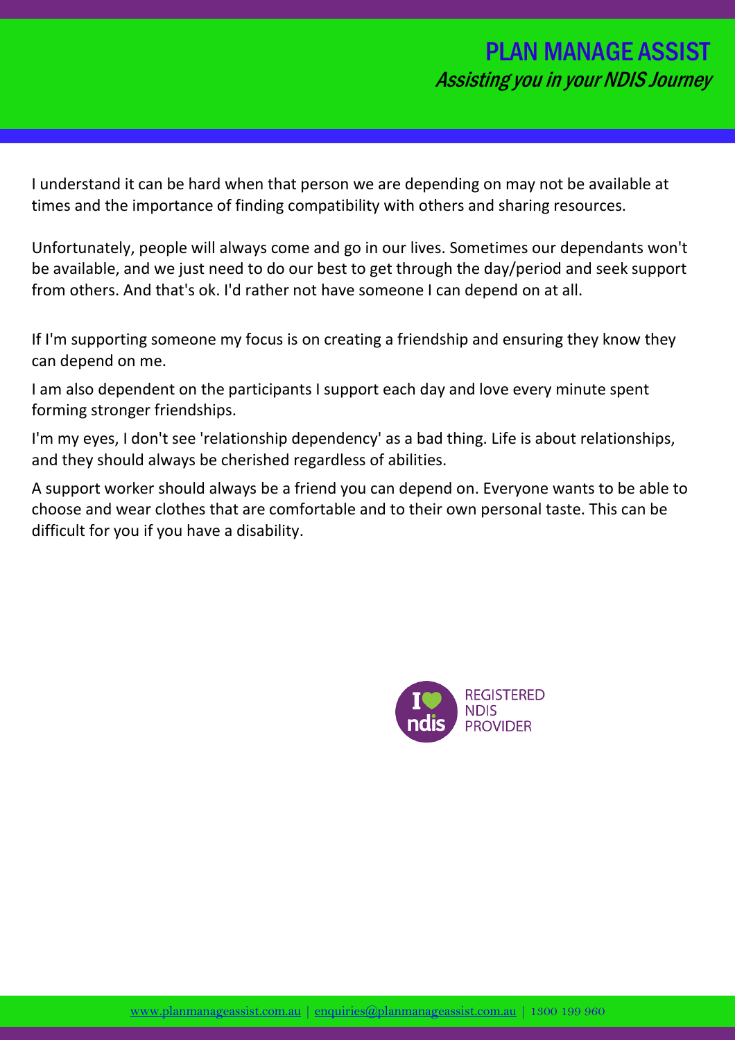I understand it can be hard when that person we are depending on may not be available at times and the importance of finding compatibility with others and sharing resources.

Unfortunately, people will always come and go in our lives. Sometimes our dependants won't be available, and we just need to do our best to get through the day/period and seek support from others. And that's ok. I'd rather not have someone I can depend on at all.

If I'm supporting someone my focus is on creating a friendship and ensuring they know they can depend on me.

I am also dependent on the participants I support each day and love every minute spent forming stronger friendships.

I'm my eyes, I don't see 'relationship dependency' as a bad thing. Life is about relationships, and they should always be cherished regardless of abilities.

A support worker should always be a friend you can depend on. Everyone wants to be able to choose and wear clothes that are comfortable and to their own personal taste. This can be difficult for you if you have a disability.